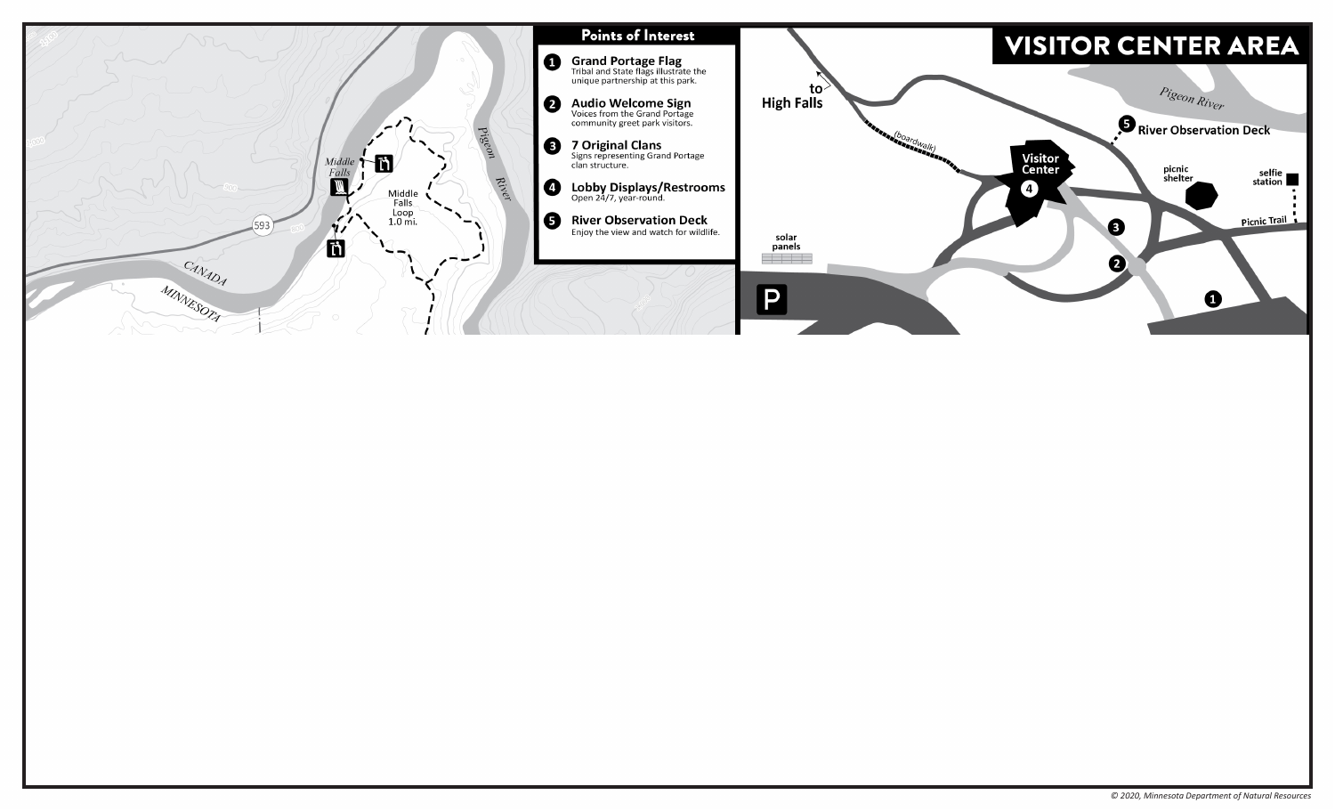## Points of Interest

1. **Grand Portage Flag**
   Tribal and State flags illustrate the unique partnership at this park.
2. **Audio Welcome Sign**
   Voices from the Grand Portage community greet park visitors.
3. **7 Original Clans**
   Signs representing Grand Portage clan structure.
4. **Lobby Displays/Restrooms**
   Open 24/7, year-round.
5. **River Observation Deck**
   Enjoy the view and watch for wildlife.

# VISITOR CENTER AREA

to High Falls

(boardwalk)

Visitor Center

Pigeon River

River Observation Deck

picnic shelter

selfie station

Picnic Trail

solar panels

P

Middle Falls

Middle Falls Loop 1.0 mi.

593

CANADA

MINNESOTA

Pigeon River

© 2020, Minnesota Department of Natural Resources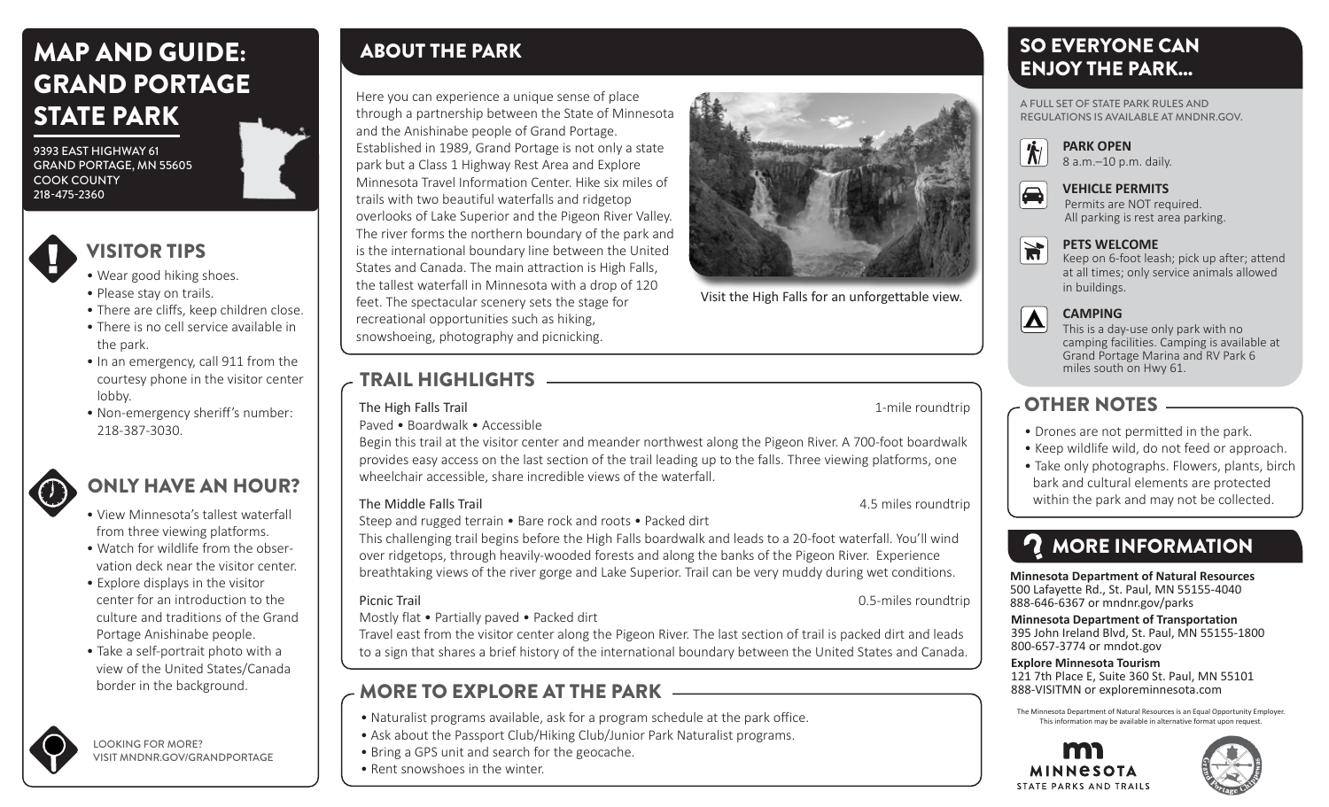# MAP AND GUIDE: GRAND PORTAGE STATE PARK

9393 EAST HIGHWAY 61
GRAND PORTAGE, MN 55605
COOK COUNTY
218-475-2360

## VISITOR TIPS

- Wear good hiking shoes.
- Please stay on trails.
- There are cliffs, keep children close.
- There is no cell service available in the park.
- In an emergency, call 911 from the courtesy phone in the visitor center lobby.
- Non-emergency sheriff's number: 218-387-3030.

## ONLY HAVE AN HOUR?

- View Minnesota's tallest waterfall from three viewing platforms.
- Watch for wildlife from the observation deck near the visitor center.
- Explore displays in the visitor center for an introduction to the culture and traditions of the Grand Portage Anishinabe people.
- Take a self-portrait photo with a view of the United States/Canada border in the background.

LOOKING FOR MORE?
VISIT MNDNR.GOV/GRANDPORTAGE

## ABOUT THE PARK

Here you can experience a unique sense of place through a partnership between the State of Minnesota and the Anishinabe people of Grand Portage. Established in 1989, Grand Portage is not only a state park but a Class 1 Highway Rest Area and Explore Minnesota Travel Information Center. Hike six miles of trails with two beautiful waterfalls and ridgetop overlooks of Lake Superior and the Pigeon River Valley. The river forms the northern boundary of the park and is the international boundary line between the United States and Canada. The main attraction is High Falls, the tallest waterfall in Minnesota with a drop of 120 feet. The spectacular scenery sets the stage for recreational opportunities such as hiking, snowshoeing, photography and picnicking.

Visit the High Falls for an unforgettable view.

## TRAIL HIGHLIGHTS

**The High Falls Trail** — 1-mile roundtrip

Paved • Boardwalk • Accessible

Begin this trail at the visitor center and meander northwest along the Pigeon River. A 700-foot boardwalk provides easy access on the last section of the trail leading up to the falls. Three viewing platforms, one wheelchair accessible, share incredible views of the waterfall.

**The Middle Falls Trail** — 4.5 miles roundtrip

Steep and rugged terrain • Bare rock and roots • Packed dirt

This challenging trail begins before the High Falls boardwalk and leads to a 20-foot waterfall. You'll wind over ridgetops, through heavily-wooded forests and along the banks of the Pigeon River. Experience breathtaking views of the river gorge and Lake Superior. Trail can be very muddy during wet conditions.

**Picnic Trail** — 0.5-miles roundtrip

Mostly flat • Partially paved • Packed dirt

Travel east from the visitor center along the Pigeon River. The last section of trail is packed dirt and leads to a sign that shares a brief history of the international boundary between the United States and Canada.

## MORE TO EXPLORE AT THE PARK

- Naturalist programs available, ask for a program schedule at the park office.
- Ask about the Passport Club/Hiking Club/Junior Park Naturalist programs.
- Bring a GPS unit and search for the geocache.
- Rent snowshoes in the winter.

## SO EVERYONE CAN ENJOY THE PARK...

A FULL SET OF STATE PARK RULES AND REGULATIONS IS AVAILABLE AT MNDNR.GOV.

**PARK OPEN**
8 a.m.–10 p.m. daily.

**VEHICLE PERMITS**
Permits are NOT required. All parking is rest area parking.

**PETS WELCOME**
Keep on 6-foot leash; pick up after; attend at all times; only service animals allowed in buildings.

**CAMPING**
This is a day-use only park with no camping facilities. Camping is available at Grand Portage Marina and RV Park 6 miles south on Hwy 61.

## OTHER NOTES

- Drones are not permitted in the park.
- Keep wildlife wild, do not feed or approach.
- Take only photographs. Flowers, plants, birch bark and cultural elements are protected within the park and may not be collected.

## MORE INFORMATION

**Minnesota Department of Natural Resources**
500 Lafayette Rd., St. Paul, MN 55155-4040
888-646-6367 or mndnr.gov/parks

**Minnesota Department of Transportation**
395 John Ireland Blvd, St. Paul, MN 55155-1800
800-657-3774 or mndot.gov

**Explore Minnesota Tourism**
121 7th Place E, Suite 360 St. Paul, MN 55101
888-VISITMN or exploreminnesota.com

The Minnesota Department of Natural Resources is an Equal Opportunity Employer. This information may be available in alternative format upon request.

MINNESOTA STATE PARKS AND TRAILS